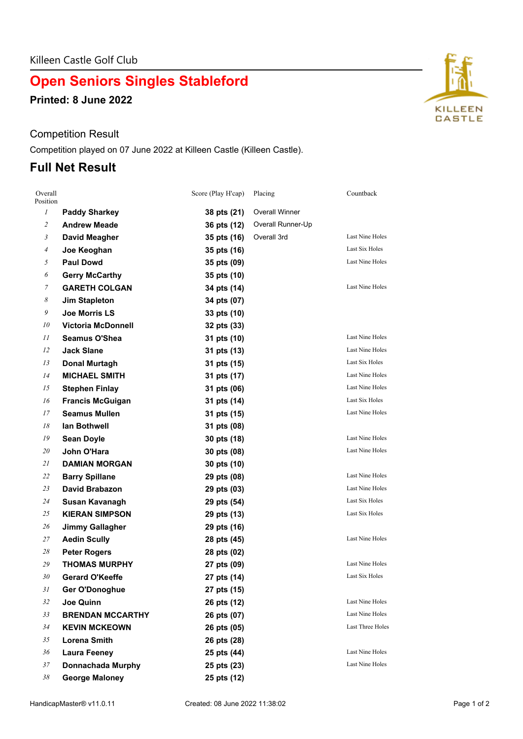Killeen Castle Golf Club

# Open Seniors Singles Stableford

**Printed: 8 June 2022**

## Competition Result

Competition played on 07 June 2022 at Killeen Castle (Killeen Castle).

## Full Net Result

| Overall Position | | Score (Play H'cap) | Placing | Countback |
|---|---|---|---|---|
| 1 | **Paddy Sharkey** | **38 pts (21)** | Overall Winner | |
| 2 | **Andrew Meade** | **36 pts (12)** | Overall Runner-Up | |
| 3 | **David Meagher** | **35 pts (16)** | Overall 3rd | Last Nine Holes |
| 4 | **Joe Keoghan** | **35 pts (16)** | | Last Six Holes |
| 5 | **Paul Dowd** | **35 pts (09)** | | Last Nine Holes |
| 6 | **Gerry McCarthy** | **35 pts (10)** | | |
| 7 | **GARETH COLGAN** | **34 pts (14)** | | Last Nine Holes |
| 8 | **Jim Stapleton** | **34 pts (07)** | | |
| 9 | **Joe Morris LS** | **33 pts (10)** | | |
| 10 | **Victoria McDonnell** | **32 pts (33)** | | |
| 11 | **Seamus O'Shea** | **31 pts (10)** | | Last Nine Holes |
| 12 | **Jack Slane** | **31 pts (13)** | | Last Nine Holes |
| 13 | **Donal Murtagh** | **31 pts (15)** | | Last Six Holes |
| 14 | **MICHAEL SMITH** | **31 pts (17)** | | Last Nine Holes |
| 15 | **Stephen Finlay** | **31 pts (06)** | | Last Nine Holes |
| 16 | **Francis McGuigan** | **31 pts (14)** | | Last Six Holes |
| 17 | **Seamus Mullen** | **31 pts (15)** | | Last Nine Holes |
| 18 | **Ian Bothwell** | **31 pts (08)** | | |
| 19 | **Sean Doyle** | **30 pts (18)** | | Last Nine Holes |
| 20 | **John O'Hara** | **30 pts (08)** | | Last Nine Holes |
| 21 | **DAMIAN MORGAN** | **30 pts (10)** | | |
| 22 | **Barry Spillane** | **29 pts (08)** | | Last Nine Holes |
| 23 | **David Brabazon** | **29 pts (03)** | | Last Nine Holes |
| 24 | **Susan Kavanagh** | **29 pts (54)** | | Last Six Holes |
| 25 | **KIERAN SIMPSON** | **29 pts (13)** | | Last Six Holes |
| 26 | **Jimmy Gallagher** | **29 pts (16)** | | |
| 27 | **Aedin Scully** | **28 pts (45)** | | Last Nine Holes |
| 28 | **Peter Rogers** | **28 pts (02)** | | |
| 29 | **THOMAS MURPHY** | **27 pts (09)** | | Last Nine Holes |
| 30 | **Gerard O'Keeffe** | **27 pts (14)** | | Last Six Holes |
| 31 | **Ger O'Donoghue** | **27 pts (15)** | | |
| 32 | **Joe Quinn** | **26 pts (12)** | | Last Nine Holes |
| 33 | **BRENDAN MCCARTHY** | **26 pts (07)** | | Last Nine Holes |
| 34 | **KEVIN MCKEOWN** | **26 pts (05)** | | Last Three Holes |
| 35 | **Lorena Smith** | **26 pts (28)** | | |
| 36 | **Laura Feeney** | **25 pts (44)** | | Last Nine Holes |
| 37 | **Donnachada Murphy** | **25 pts (23)** | | Last Nine Holes |
| 38 | **George Maloney** | **25 pts (12)** | | |

HandicapMaster® v11.0.11 Created: 08 June 2022 11:38:02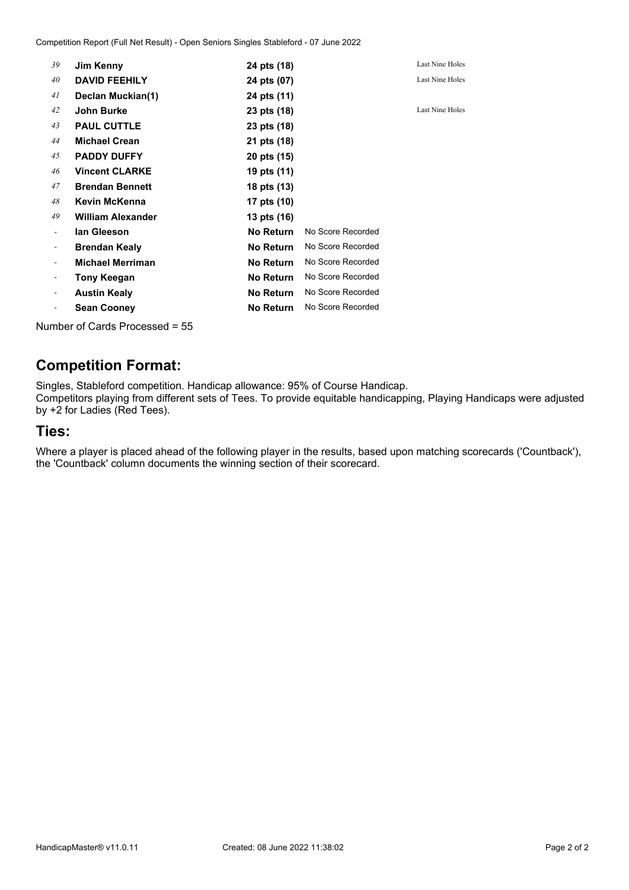| | | | | |
|---|---|---|---|---|
| 39 | **Jim Kenny** | **24 pts (18)** | | Last Nine Holes |
| 40 | **DAVID FEEHILY** | **24 pts (07)** | | Last Nine Holes |
| 41 | **Declan Muckian(1)** | **24 pts (11)** | | |
| 42 | **John Burke** | **23 pts (18)** | | Last Nine Holes |
| 43 | **PAUL CUTTLE** | **23 pts (18)** | | |
| 44 | **Michael Crean** | **21 pts (18)** | | |
| 45 | **PADDY DUFFY** | **20 pts (15)** | | |
| 46 | **Vincent CLARKE** | **19 pts (11)** | | |
| 47 | **Brendan Bennett** | **18 pts (13)** | | |
| 48 | **Kevin McKenna** | **17 pts (10)** | | |
| 49 | **William Alexander** | **13 pts (16)** | | |
| - | **Ian Gleeson** | **No Return** | No Score Recorded | |
| - | **Brendan Kealy** | **No Return** | No Score Recorded | |
| - | **Michael Merriman** | **No Return** | No Score Recorded | |
| - | **Tony Keegan** | **No Return** | No Score Recorded | |
| - | **Austin Kealy** | **No Return** | No Score Recorded | |
| - | **Sean Cooney** | **No Return** | No Score Recorded | |

Number of Cards Processed = 55

## Competition Format:

Singles, Stableford competition. Handicap allowance: 95% of Course Handicap.
Competitors playing from different sets of Tees. To provide equitable handicapping, Playing Handicaps were adjusted by +2 for Ladies (Red Tees).

## Ties:

Where a player is placed ahead of the following player in the results, based upon matching scorecards ('Countback'), the 'Countback' column documents the winning section of their scorecard.